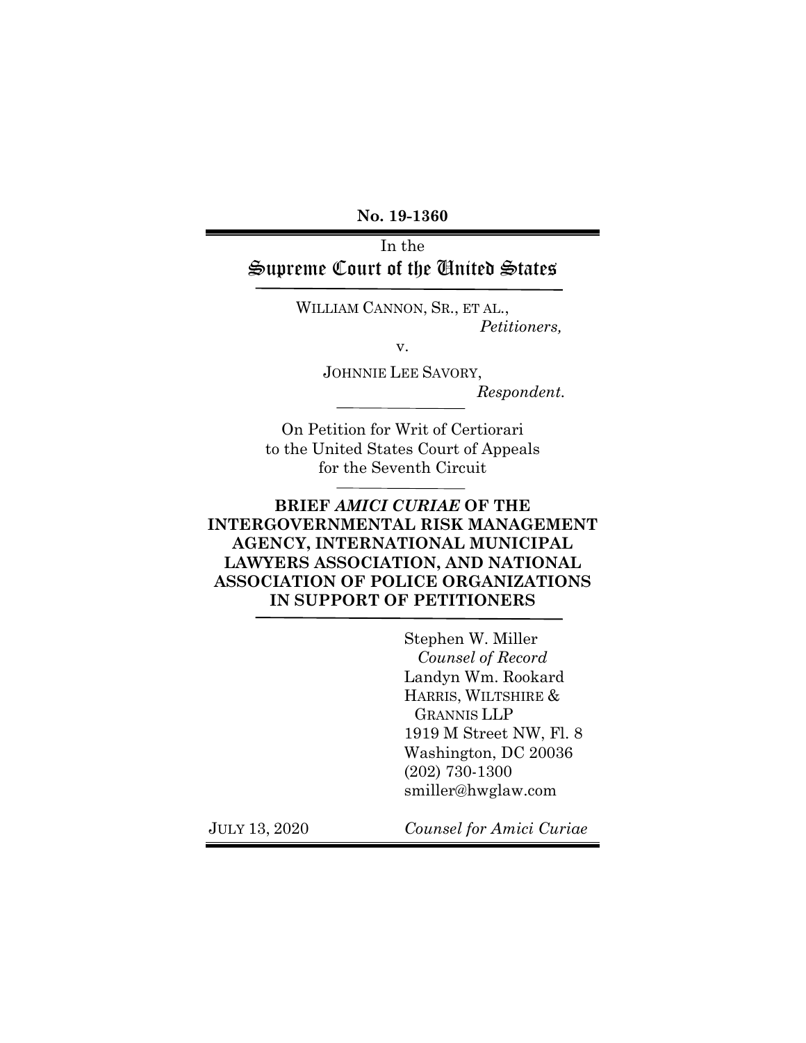**No. 19-1360**

In the

# Supreme Court of the United States

WILLIAM CANNON, SR., ET AL.,
*Petitioners,*

v.

JOHNNIE LEE SAVORY,
*Respondent.*

On Petition for Writ of Certiorari
to the United States Court of Appeals
for the Seventh Circuit

**BRIEF *AMICI CURIAE* OF THE INTERGOVERNMENTAL RISK MANAGEMENT AGENCY, INTERNATIONAL MUNICIPAL LAWYERS ASSOCIATION, AND NATIONAL ASSOCIATION OF POLICE ORGANIZATIONS IN SUPPORT OF PETITIONERS**

Stephen W. Miller
*Counsel of Record*
Landyn Wm. Rookard
HARRIS, WILTSHIRE & GRANNIS LLP
1919 M Street NW, Fl. 8
Washington, DC 20036
(202) 730-1300
smiller@hwglaw.com

JULY 13, 2020

*Counsel for Amici Curiae*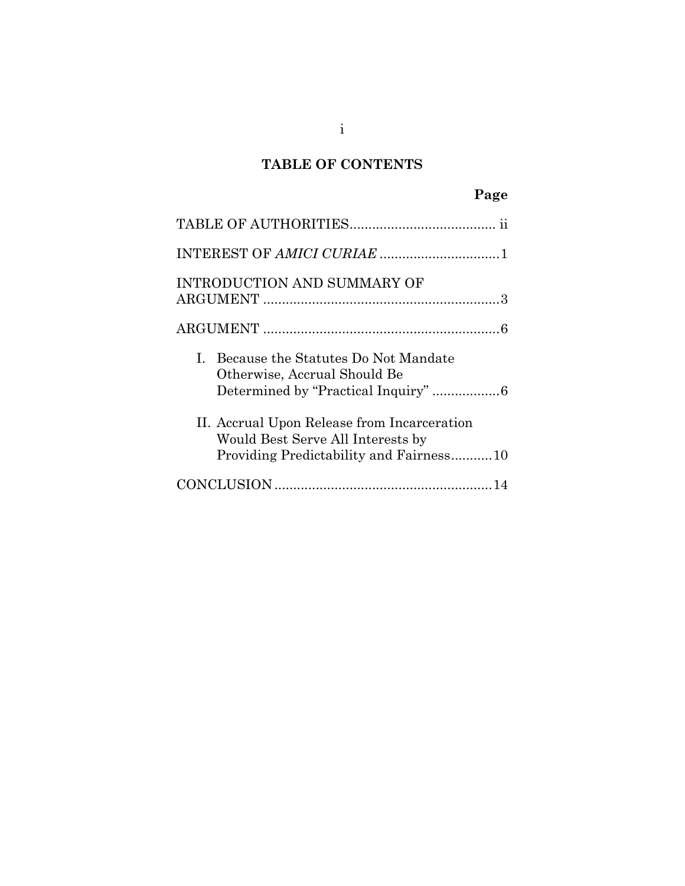# TABLE OF CONTENTS

| | Page |
|---|---|
| TABLE OF AUTHORITIES | ii |
| INTEREST OF *AMICI CURIAE* | 1 |
| INTRODUCTION AND SUMMARY OF ARGUMENT | 3 |
| ARGUMENT | 6 |
| I. Because the Statutes Do Not Mandate Otherwise, Accrual Should Be Determined by "Practical Inquiry" | 6 |
| II. Accrual Upon Release from Incarceration Would Best Serve All Interests by Providing Predictability and Fairness | 10 |
| CONCLUSION | 14 |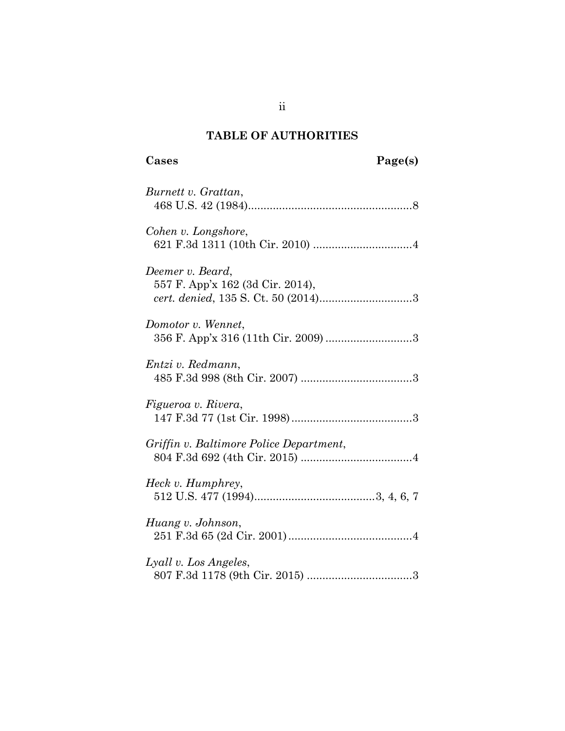## TABLE OF AUTHORITIES

**Cases** **Page(s)**

*Burnett v. Grattan*,
468 U.S. 42 (1984).....................................................8

*Cohen v. Longshore*,
621 F.3d 1311 (10th Cir. 2010) ................................4

*Deemer v. Beard*,
557 F. App'x 162 (3d Cir. 2014),
*cert. denied*, 135 S. Ct. 50 (2014)..............................3

*Domotor v. Wennet*,
356 F. App'x 316 (11th Cir. 2009) ............................3

*Entzi v. Redmann*,
485 F.3d 998 (8th Cir. 2007) ....................................3

*Figueroa v. Rivera*,
147 F.3d 77 (1st Cir. 1998).......................................3

*Griffin v. Baltimore Police Department*,
804 F.3d 692 (4th Cir. 2015) ....................................4

*Heck v. Humphrey*,
512 U.S. 477 (1994).......................................3, 4, 6, 7

*Huang v. Johnson*,
251 F.3d 65 (2d Cir. 2001)........................................4

*Lyall v. Los Angeles*,
807 F.3d 1178 (9th Cir. 2015) ..................................3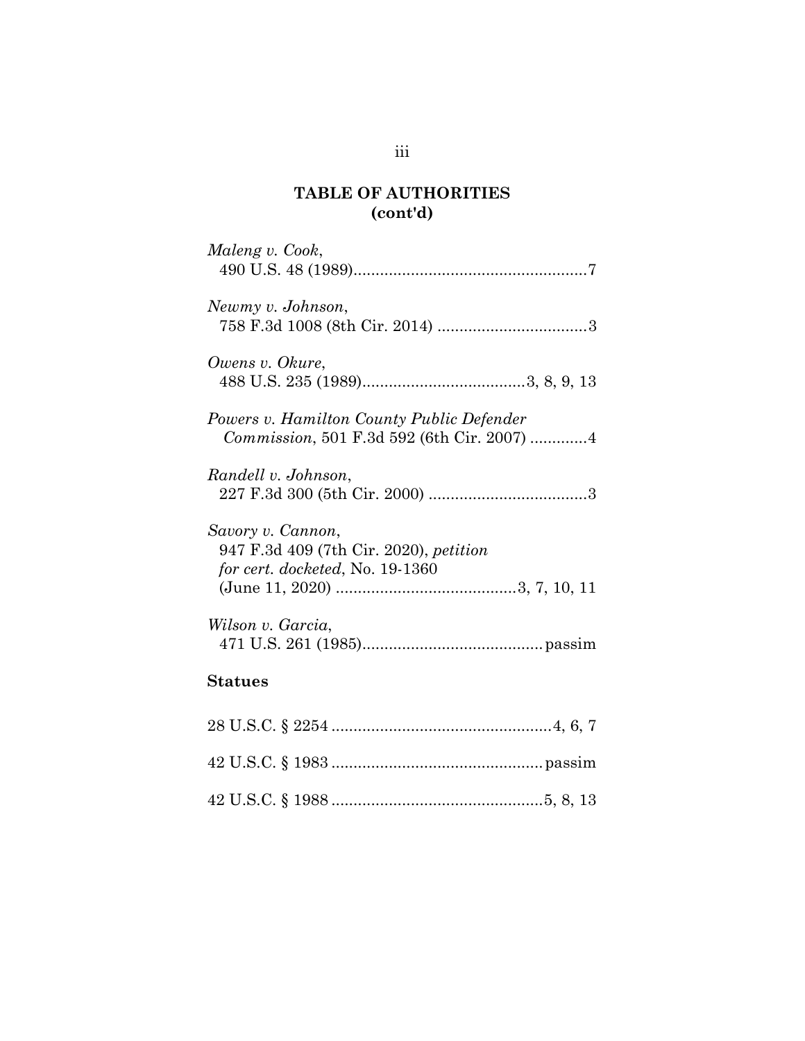## TABLE OF AUTHORITIES (cont'd)

*Maleng v. Cook*,
490 U.S. 48 (1989).....................................................7

*Newmy v. Johnson*,
758 F.3d 1008 (8th Cir. 2014) ..................................3

*Owens v. Okure*,
488 U.S. 235 (1989).....................................3, 8, 9, 13

*Powers v. Hamilton County Public Defender Commission*, 501 F.3d 592 (6th Cir. 2007) .............4

*Randell v. Johnson*,
227 F.3d 300 (5th Cir. 2000) ....................................3

*Savory v. Cannon*,
947 F.3d 409 (7th Cir. 2020), *petition for cert. docketed*, No. 19-1360
(June 11, 2020) .........................................3, 7, 10, 11

*Wilson v. Garcia*,
471 U.S. 261 (1985).........................................passim

**Statues**

28 U.S.C. § 2254 ..................................................4, 6, 7

42 U.S.C. § 1983 ................................................passim

42 U.S.C. § 1988 ................................................5, 8, 13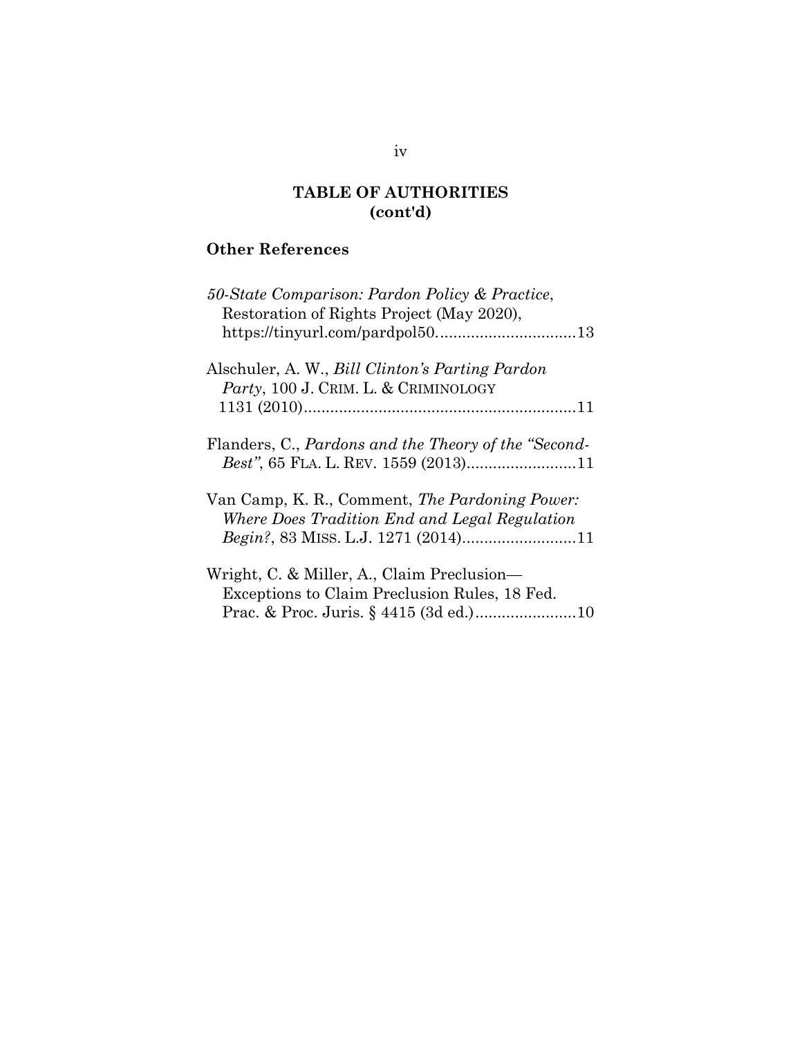## TABLE OF AUTHORITIES (cont'd)

### Other References

*50-State Comparison: Pardon Policy & Practice*, Restoration of Rights Project (May 2020), https://tinyurl.com/pardpol50................................13

Alschuler, A. W., *Bill Clinton's Parting Pardon Party*, 100 J. CRIM. L. & CRIMINOLOGY 1131 (2010)..............................................................11

Flanders, C., *Pardons and the Theory of the "Second-Best"*, 65 FLA. L. REV. 1559 (2013).........................11

Van Camp, K. R., Comment, *The Pardoning Power: Where Does Tradition End and Legal Regulation Begin?*, 83 MISS. L.J. 1271 (2014)..........................11

Wright, C. & Miller, A., Claim Preclusion—Exceptions to Claim Preclusion Rules, 18 Fed. Prac. & Proc. Juris. § 4415 (3d ed.).......................10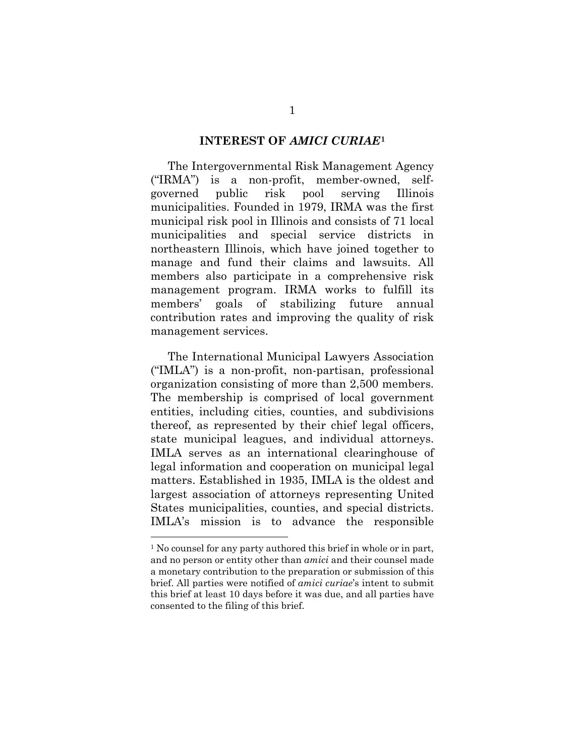## INTEREST OF *AMICI CURIAE*[1]

The Intergovernmental Risk Management Agency ("IRMA") is a non-profit, member-owned, self-governed public risk pool serving Illinois municipalities. Founded in 1979, IRMA was the first municipal risk pool in Illinois and consists of 71 local municipalities and special service districts in northeastern Illinois, which have joined together to manage and fund their claims and lawsuits. All members also participate in a comprehensive risk management program. IRMA works to fulfill its members' goals of stabilizing future annual contribution rates and improving the quality of risk management services.

The International Municipal Lawyers Association ("IMLA") is a non-profit, non-partisan, professional organization consisting of more than 2,500 members. The membership is comprised of local government entities, including cities, counties, and subdivisions thereof, as represented by their chief legal officers, state municipal leagues, and individual attorneys. IMLA serves as an international clearinghouse of legal information and cooperation on municipal legal matters. Established in 1935, IMLA is the oldest and largest association of attorneys representing United States municipalities, counties, and special districts. IMLA's mission is to advance the responsible

---

[1] No counsel for any party authored this brief in whole or in part, and no person or entity other than *amici* and their counsel made a monetary contribution to the preparation or submission of this brief. All parties were notified of *amici curiae*'s intent to submit this brief at least 10 days before it was due, and all parties have consented to the filing of this brief.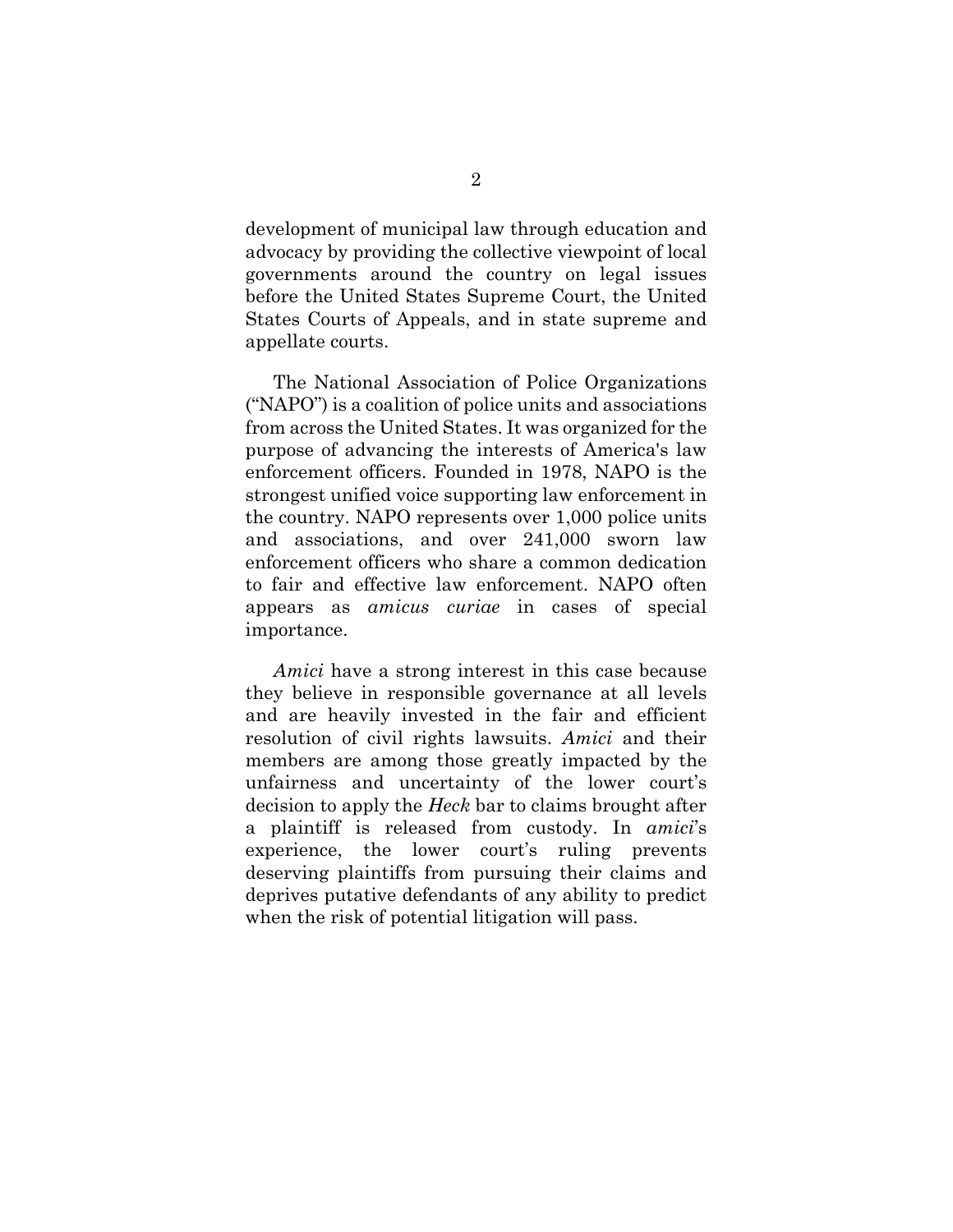development of municipal law through education and advocacy by providing the collective viewpoint of local governments around the country on legal issues before the United States Supreme Court, the United States Courts of Appeals, and in state supreme and appellate courts.

The National Association of Police Organizations ("NAPO") is a coalition of police units and associations from across the United States. It was organized for the purpose of advancing the interests of America's law enforcement officers. Founded in 1978, NAPO is the strongest unified voice supporting law enforcement in the country. NAPO represents over 1,000 police units and associations, and over 241,000 sworn law enforcement officers who share a common dedication to fair and effective law enforcement. NAPO often appears as *amicus curiae* in cases of special importance.

*Amici* have a strong interest in this case because they believe in responsible governance at all levels and are heavily invested in the fair and efficient resolution of civil rights lawsuits. *Amici* and their members are among those greatly impacted by the unfairness and uncertainty of the lower court's decision to apply the *Heck* bar to claims brought after a plaintiff is released from custody. In *amici*'s experience, the lower court's ruling prevents deserving plaintiffs from pursuing their claims and deprives putative defendants of any ability to predict when the risk of potential litigation will pass.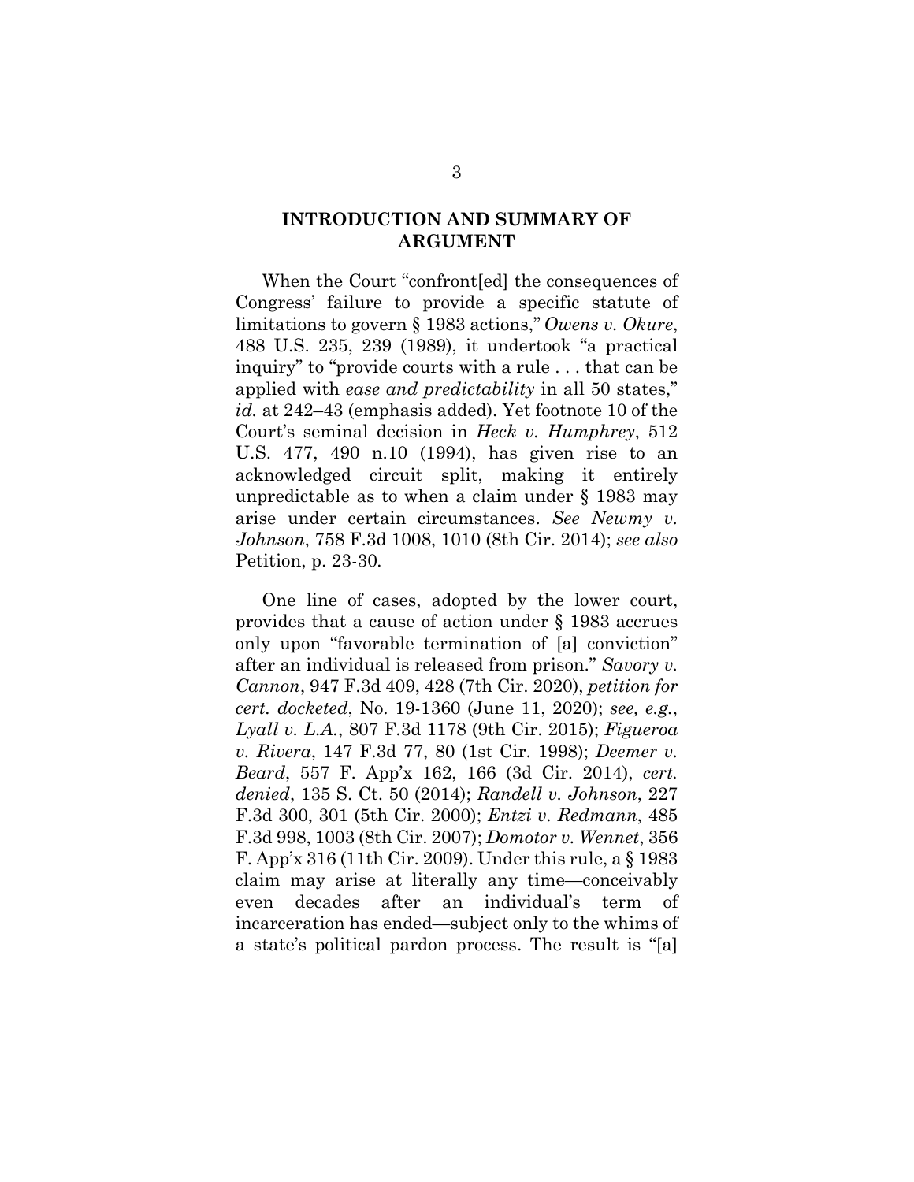## INTRODUCTION AND SUMMARY OF ARGUMENT

When the Court "confront[ed] the consequences of Congress' failure to provide a specific statute of limitations to govern § 1983 actions," *Owens v. Okure*, 488 U.S. 235, 239 (1989), it undertook "a practical inquiry" to "provide courts with a rule . . . that can be applied with *ease and predictability* in all 50 states," *id.* at 242–43 (emphasis added). Yet footnote 10 of the Court's seminal decision in *Heck v. Humphrey*, 512 U.S. 477, 490 n.10 (1994), has given rise to an acknowledged circuit split, making it entirely unpredictable as to when a claim under § 1983 may arise under certain circumstances. *See Newmy v. Johnson*, 758 F.3d 1008, 1010 (8th Cir. 2014); *see also* Petition, p. 23-30.

One line of cases, adopted by the lower court, provides that a cause of action under § 1983 accrues only upon "favorable termination of [a] conviction" after an individual is released from prison." *Savory v. Cannon*, 947 F.3d 409, 428 (7th Cir. 2020), *petition for cert. docketed*, No. 19-1360 (June 11, 2020); *see, e.g.*, *Lyall v. L.A.*, 807 F.3d 1178 (9th Cir. 2015); *Figueroa v. Rivera*, 147 F.3d 77, 80 (1st Cir. 1998); *Deemer v. Beard*, 557 F. App'x 162, 166 (3d Cir. 2014), *cert. denied*, 135 S. Ct. 50 (2014); *Randell v. Johnson*, 227 F.3d 300, 301 (5th Cir. 2000); *Entzi v. Redmann*, 485 F.3d 998, 1003 (8th Cir. 2007); *Domotor v. Wennet*, 356 F. App'x 316 (11th Cir. 2009). Under this rule, a § 1983 claim may arise at literally any time—conceivably even decades after an individual's term of incarceration has ended—subject only to the whims of a state's political pardon process. The result is "[a]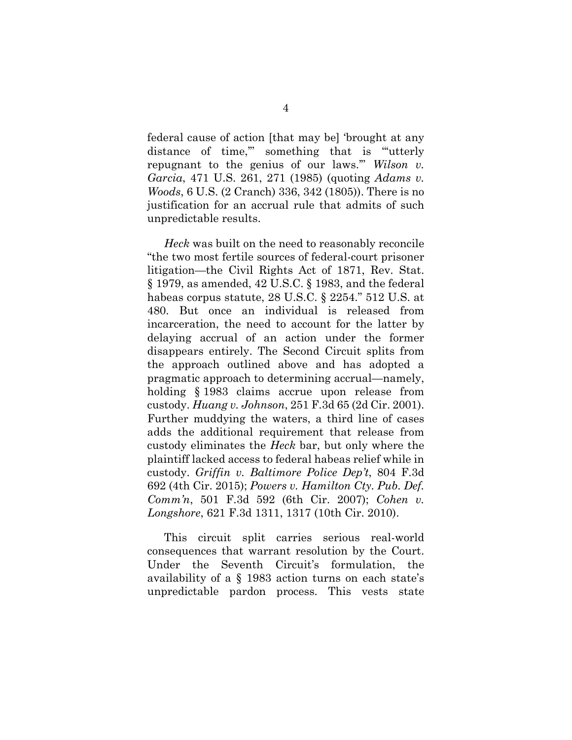federal cause of action [that may be] 'brought at any distance of time,'" something that is "'utterly repugnant to the genius of our laws.'" *Wilson v. Garcia*, 471 U.S. 261, 271 (1985) (quoting *Adams v. Woods*, 6 U.S. (2 Cranch) 336, 342 (1805)). There is no justification for an accrual rule that admits of such unpredictable results.

*Heck* was built on the need to reasonably reconcile "the two most fertile sources of federal-court prisoner litigation—the Civil Rights Act of 1871, Rev. Stat. § 1979, as amended, 42 U.S.C. § 1983, and the federal habeas corpus statute, 28 U.S.C. § 2254." 512 U.S. at 480. But once an individual is released from incarceration, the need to account for the latter by delaying accrual of an action under the former disappears entirely. The Second Circuit splits from the approach outlined above and has adopted a pragmatic approach to determining accrual—namely, holding § 1983 claims accrue upon release from custody. *Huang v. Johnson*, 251 F.3d 65 (2d Cir. 2001). Further muddying the waters, a third line of cases adds the additional requirement that release from custody eliminates the *Heck* bar, but only where the plaintiff lacked access to federal habeas relief while in custody. *Griffin v. Baltimore Police Dep't*, 804 F.3d 692 (4th Cir. 2015); *Powers v. Hamilton Cty. Pub. Def. Comm'n*, 501 F.3d 592 (6th Cir. 2007); *Cohen v. Longshore*, 621 F.3d 1311, 1317 (10th Cir. 2010).

This circuit split carries serious real-world consequences that warrant resolution by the Court. Under the Seventh Circuit's formulation, the availability of a § 1983 action turns on each state's unpredictable pardon process. This vests state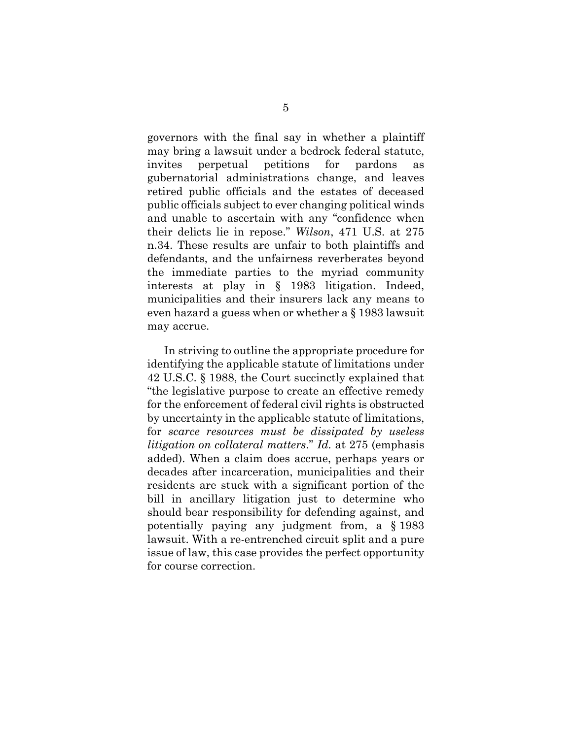governors with the final say in whether a plaintiff may bring a lawsuit under a bedrock federal statute, invites perpetual petitions for pardons as gubernatorial administrations change, and leaves retired public officials and the estates of deceased public officials subject to ever changing political winds and unable to ascertain with any "confidence when their delicts lie in repose." *Wilson*, 471 U.S. at 275 n.34. These results are unfair to both plaintiffs and defendants, and the unfairness reverberates beyond the immediate parties to the myriad community interests at play in § 1983 litigation. Indeed, municipalities and their insurers lack any means to even hazard a guess when or whether a § 1983 lawsuit may accrue.

In striving to outline the appropriate procedure for identifying the applicable statute of limitations under 42 U.S.C. § 1988, the Court succinctly explained that "the legislative purpose to create an effective remedy for the enforcement of federal civil rights is obstructed by uncertainty in the applicable statute of limitations, for *scarce resources must be dissipated by useless litigation on collateral matters*." *Id.* at 275 (emphasis added). When a claim does accrue, perhaps years or decades after incarceration, municipalities and their residents are stuck with a significant portion of the bill in ancillary litigation just to determine who should bear responsibility for defending against, and potentially paying any judgment from, a § 1983 lawsuit. With a re-entrenched circuit split and a pure issue of law, this case provides the perfect opportunity for course correction.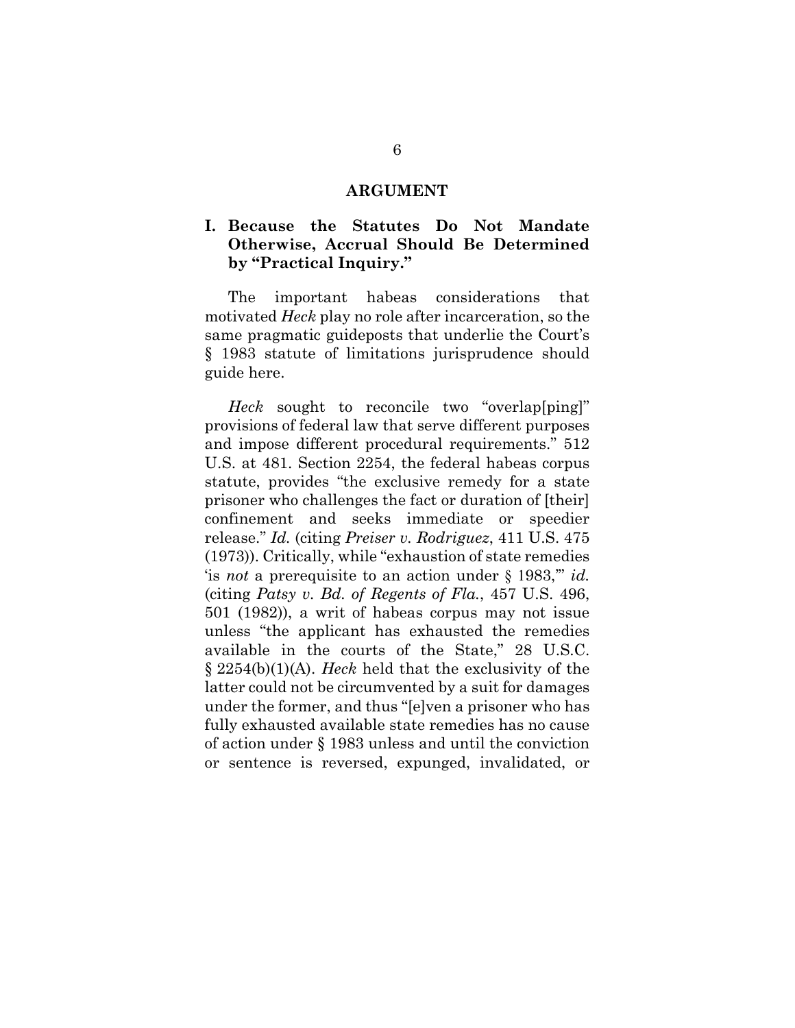## ARGUMENT

### I. Because the Statutes Do Not Mandate Otherwise, Accrual Should Be Determined by "Practical Inquiry."

The important habeas considerations that motivated *Heck* play no role after incarceration, so the same pragmatic guideposts that underlie the Court's § 1983 statute of limitations jurisprudence should guide here.

*Heck* sought to reconcile two "overlap[ping]" provisions of federal law that serve different purposes and impose different procedural requirements." 512 U.S. at 481. Section 2254, the federal habeas corpus statute, provides "the exclusive remedy for a state prisoner who challenges the fact or duration of [their] confinement and seeks immediate or speedier release." *Id.* (citing *Preiser v. Rodriguez*, 411 U.S. 475 (1973)). Critically, while "exhaustion of state remedies 'is *not* a prerequisite to an action under § 1983,'" *id.* (citing *Patsy v. Bd. of Regents of Fla.*, 457 U.S. 496, 501 (1982)), a writ of habeas corpus may not issue unless "the applicant has exhausted the remedies available in the courts of the State," 28 U.S.C. § 2254(b)(1)(A). *Heck* held that the exclusivity of the latter could not be circumvented by a suit for damages under the former, and thus "[e]ven a prisoner who has fully exhausted available state remedies has no cause of action under § 1983 unless and until the conviction or sentence is reversed, expunged, invalidated, or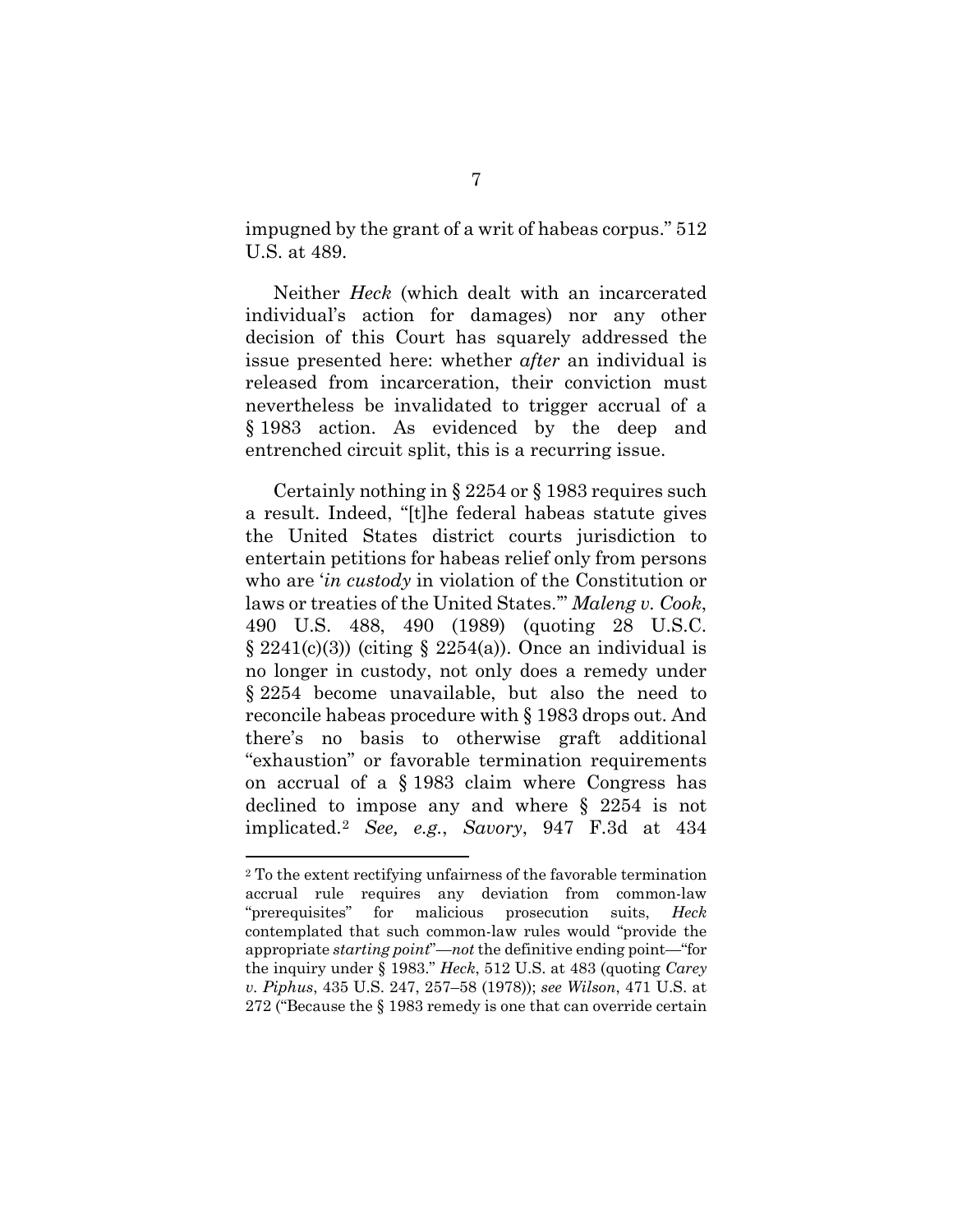impugned by the grant of a writ of habeas corpus." 512 U.S. at 489.

Neither *Heck* (which dealt with an incarcerated individual's action for damages) nor any other decision of this Court has squarely addressed the issue presented here: whether *after* an individual is released from incarceration, their conviction must nevertheless be invalidated to trigger accrual of a § 1983 action. As evidenced by the deep and entrenched circuit split, this is a recurring issue.

Certainly nothing in § 2254 or § 1983 requires such a result. Indeed, "[t]he federal habeas statute gives the United States district courts jurisdiction to entertain petitions for habeas relief only from persons who are '*in custody* in violation of the Constitution or laws or treaties of the United States.'" *Maleng v. Cook*, 490 U.S. 488, 490 (1989) (quoting 28 U.S.C. § 2241(c)(3)) (citing § 2254(a)). Once an individual is no longer in custody, not only does a remedy under § 2254 become unavailable, but also the need to reconcile habeas procedure with § 1983 drops out. And there's no basis to otherwise graft additional "exhaustion" or favorable termination requirements on accrual of a § 1983 claim where Congress has declined to impose any and where § 2254 is not implicated.[2] *See, e.g.*, *Savory*, 947 F.3d at 434

---

[2] To the extent rectifying unfairness of the favorable termination accrual rule requires any deviation from common-law "prerequisites" for malicious prosecution suits, *Heck* contemplated that such common-law rules would "provide the appropriate *starting point*"—*not* the definitive ending point—"for the inquiry under § 1983." *Heck*, 512 U.S. at 483 (quoting *Carey v. Piphus*, 435 U.S. 247, 257–58 (1978)); *see Wilson*, 471 U.S. at 272 ("Because the § 1983 remedy is one that can override certain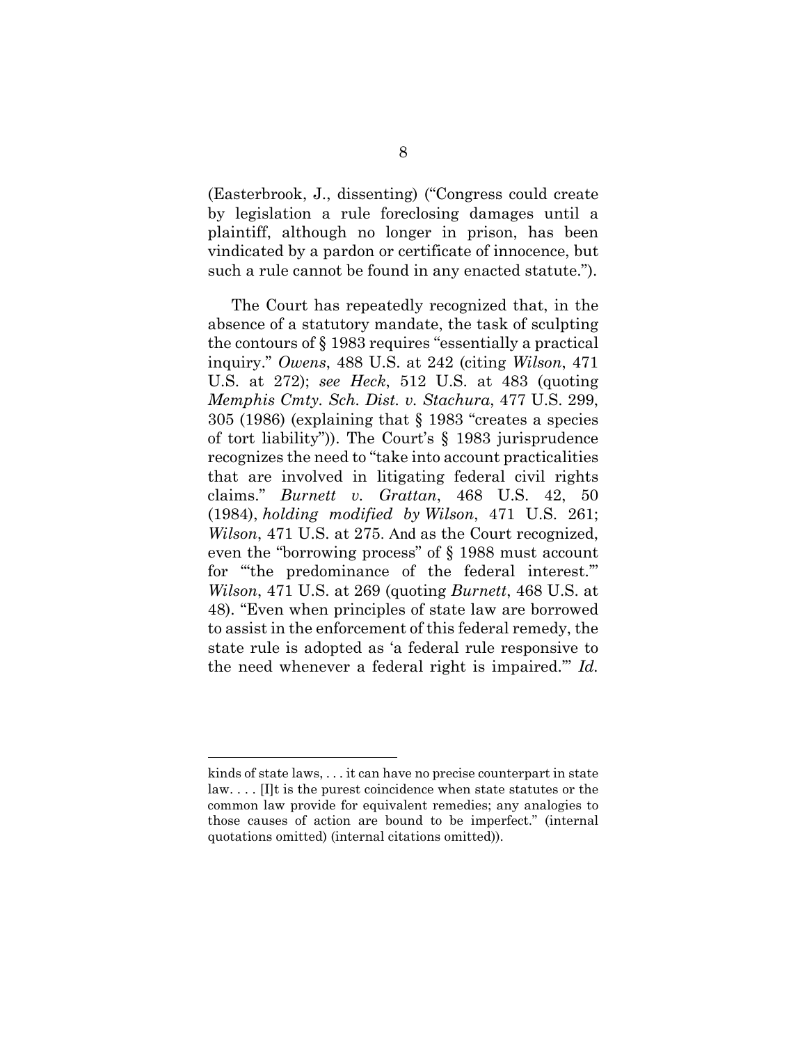(Easterbrook, J., dissenting) ("Congress could create by legislation a rule foreclosing damages until a plaintiff, although no longer in prison, has been vindicated by a pardon or certificate of innocence, but such a rule cannot be found in any enacted statute.").

The Court has repeatedly recognized that, in the absence of a statutory mandate, the task of sculpting the contours of § 1983 requires "essentially a practical inquiry." *Owens*, 488 U.S. at 242 (citing *Wilson*, 471 U.S. at 272); *see Heck*, 512 U.S. at 483 (quoting *Memphis Cmty. Sch. Dist. v. Stachura*, 477 U.S. 299, 305 (1986) (explaining that § 1983 "creates a species of tort liability")). The Court's § 1983 jurisprudence recognizes the need to "take into account practicalities that are involved in litigating federal civil rights claims." *Burnett v. Grattan*, 468 U.S. 42, 50 (1984), *holding modified by Wilson*, 471 U.S. 261; *Wilson*, 471 U.S. at 275. And as the Court recognized, even the "borrowing process" of § 1988 must account for "'the predominance of the federal interest.'" *Wilson*, 471 U.S. at 269 (quoting *Burnett*, 468 U.S. at 48). "Even when principles of state law are borrowed to assist in the enforcement of this federal remedy, the state rule is adopted as 'a federal rule responsive to the need whenever a federal right is impaired.'" *Id.*

---

kinds of state laws, . . . it can have no precise counterpart in state law. . . . [I]t is the purest coincidence when state statutes or the common law provide for equivalent remedies; any analogies to those causes of action are bound to be imperfect." (internal quotations omitted) (internal citations omitted)).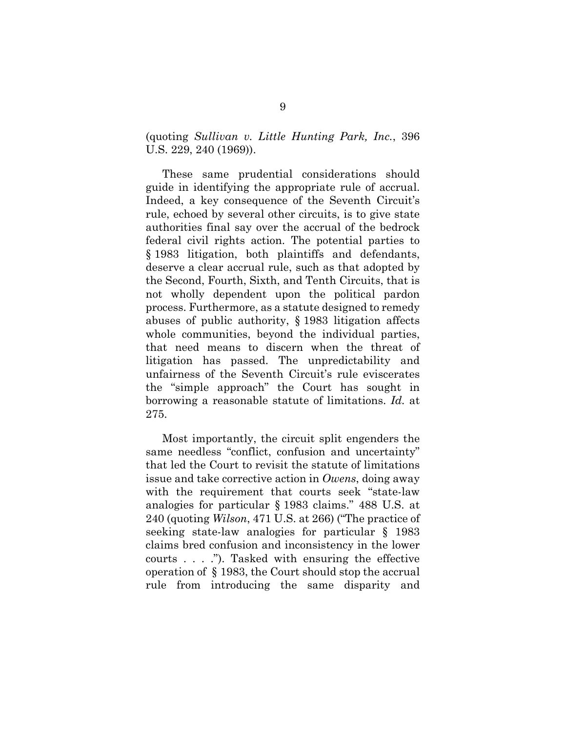(quoting *Sullivan v. Little Hunting Park, Inc.*, 396 U.S. 229, 240 (1969)).

These same prudential considerations should guide in identifying the appropriate rule of accrual. Indeed, a key consequence of the Seventh Circuit's rule, echoed by several other circuits, is to give state authorities final say over the accrual of the bedrock federal civil rights action. The potential parties to § 1983 litigation, both plaintiffs and defendants, deserve a clear accrual rule, such as that adopted by the Second, Fourth, Sixth, and Tenth Circuits, that is not wholly dependent upon the political pardon process. Furthermore, as a statute designed to remedy abuses of public authority, § 1983 litigation affects whole communities, beyond the individual parties, that need means to discern when the threat of litigation has passed. The unpredictability and unfairness of the Seventh Circuit's rule eviscerates the "simple approach" the Court has sought in borrowing a reasonable statute of limitations. *Id.* at 275.

Most importantly, the circuit split engenders the same needless "conflict, confusion and uncertainty" that led the Court to revisit the statute of limitations issue and take corrective action in *Owens*, doing away with the requirement that courts seek "state-law analogies for particular § 1983 claims." 488 U.S. at 240 (quoting *Wilson*, 471 U.S. at 266) ("The practice of seeking state-law analogies for particular § 1983 claims bred confusion and inconsistency in the lower courts . . . ."). Tasked with ensuring the effective operation of § 1983, the Court should stop the accrual rule from introducing the same disparity and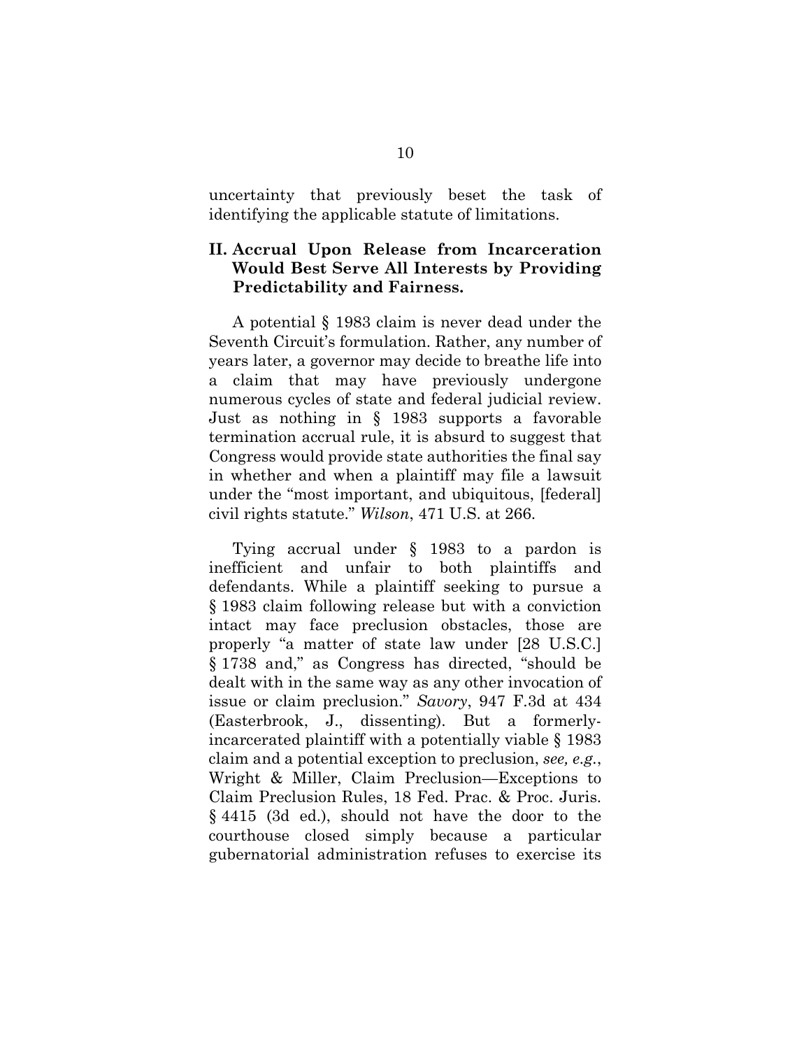uncertainty that previously beset the task of identifying the applicable statute of limitations.

## II. Accrual Upon Release from Incarceration Would Best Serve All Interests by Providing Predictability and Fairness.

A potential § 1983 claim is never dead under the Seventh Circuit's formulation. Rather, any number of years later, a governor may decide to breathe life into a claim that may have previously undergone numerous cycles of state and federal judicial review. Just as nothing in § 1983 supports a favorable termination accrual rule, it is absurd to suggest that Congress would provide state authorities the final say in whether and when a plaintiff may file a lawsuit under the "most important, and ubiquitous, [federal] civil rights statute." *Wilson*, 471 U.S. at 266.

Tying accrual under § 1983 to a pardon is inefficient and unfair to both plaintiffs and defendants. While a plaintiff seeking to pursue a § 1983 claim following release but with a conviction intact may face preclusion obstacles, those are properly "a matter of state law under [28 U.S.C.] § 1738 and," as Congress has directed, "should be dealt with in the same way as any other invocation of issue or claim preclusion." *Savory*, 947 F.3d at 434 (Easterbrook, J., dissenting). But a formerly-incarcerated plaintiff with a potentially viable § 1983 claim and a potential exception to preclusion, *see, e.g.*, Wright & Miller, Claim Preclusion—Exceptions to Claim Preclusion Rules, 18 Fed. Prac. & Proc. Juris. § 4415 (3d ed.), should not have the door to the courthouse closed simply because a particular gubernatorial administration refuses to exercise its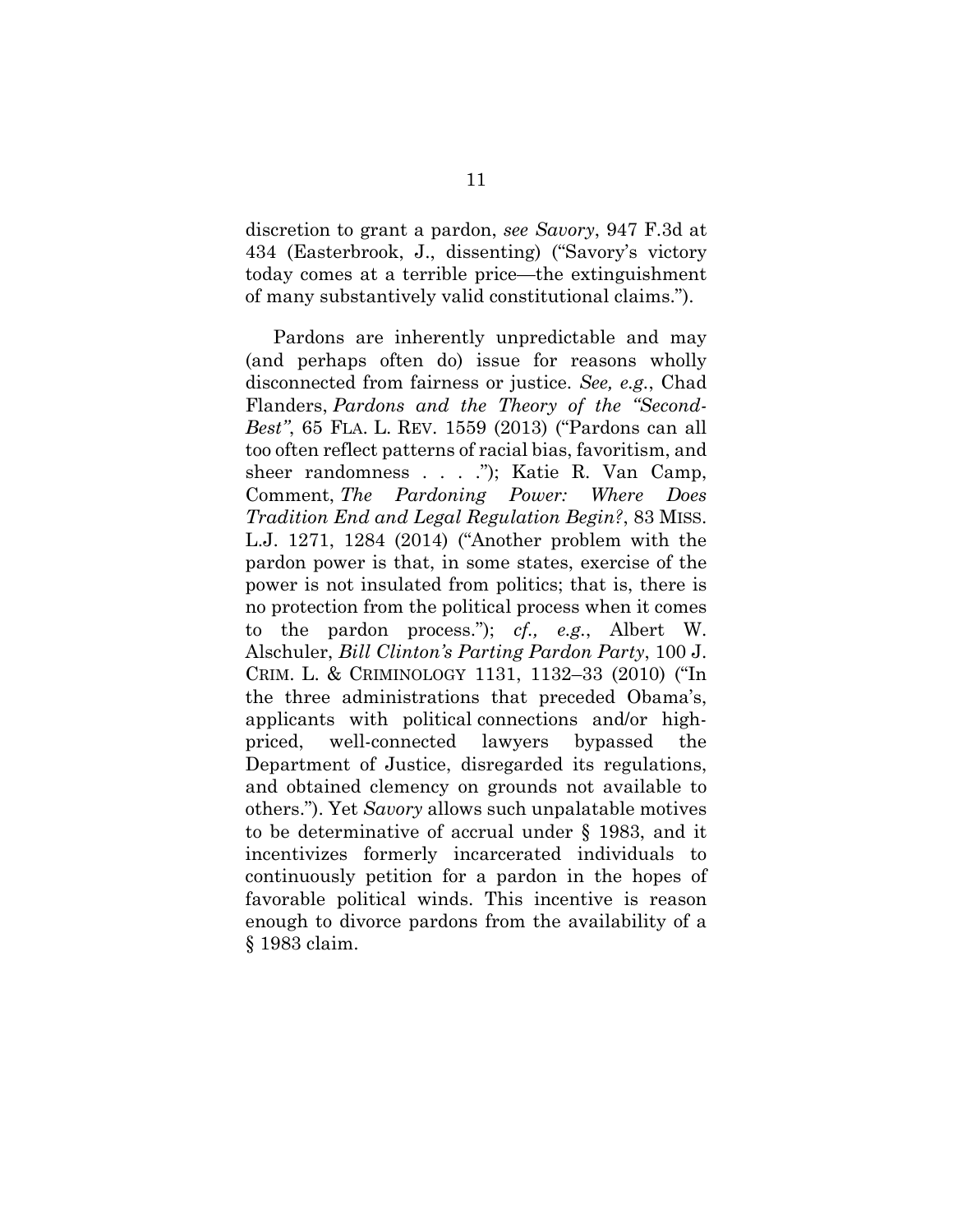discretion to grant a pardon, *see Savory*, 947 F.3d at 434 (Easterbrook, J., dissenting) ("Savory's victory today comes at a terrible price—the extinguishment of many substantively valid constitutional claims.").

Pardons are inherently unpredictable and may (and perhaps often do) issue for reasons wholly disconnected from fairness or justice. *See, e.g.*, Chad Flanders, *Pardons and the Theory of the "Second-Best"*, 65 FLA. L. REV. 1559 (2013) ("Pardons can all too often reflect patterns of racial bias, favoritism, and sheer randomness . . . ."); Katie R. Van Camp, Comment, *The Pardoning Power: Where Does Tradition End and Legal Regulation Begin?*, 83 MISS. L.J. 1271, 1284 (2014) ("Another problem with the pardon power is that, in some states, exercise of the power is not insulated from politics; that is, there is no protection from the political process when it comes to the pardon process."); *cf., e.g.*, Albert W. Alschuler, *Bill Clinton's Parting Pardon Party*, 100 J. CRIM. L. & CRIMINOLOGY 1131, 1132–33 (2010) ("In the three administrations that preceded Obama's, applicants with political connections and/or high-priced, well-connected lawyers bypassed the Department of Justice, disregarded its regulations, and obtained clemency on grounds not available to others."). Yet *Savory* allows such unpalatable motives to be determinative of accrual under § 1983, and it incentivizes formerly incarcerated individuals to continuously petition for a pardon in the hopes of favorable political winds. This incentive is reason enough to divorce pardons from the availability of a § 1983 claim.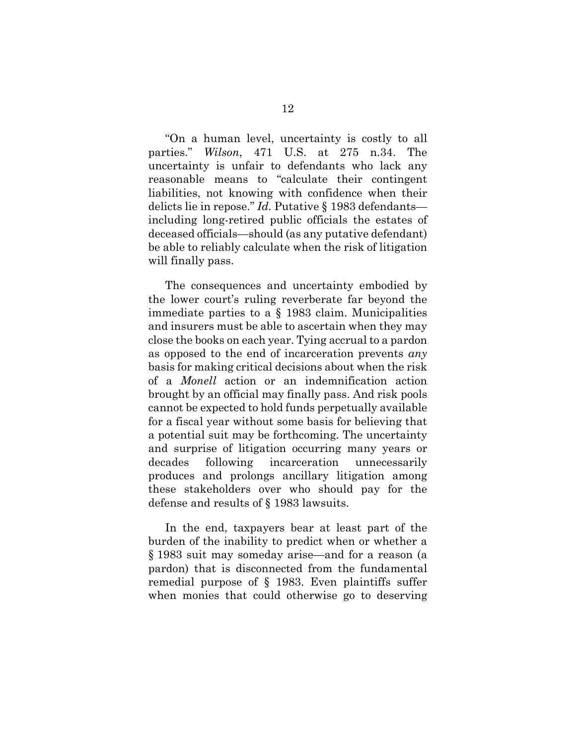"On a human level, uncertainty is costly to all parties." *Wilson*, 471 U.S. at 275 n.34. The uncertainty is unfair to defendants who lack any reasonable means to "calculate their contingent liabilities, not knowing with confidence when their delicts lie in repose." *Id.* Putative § 1983 defendants—including long-retired public officials the estates of deceased officials—should (as any putative defendant) be able to reliably calculate when the risk of litigation will finally pass.

The consequences and uncertainty embodied by the lower court's ruling reverberate far beyond the immediate parties to a § 1983 claim. Municipalities and insurers must be able to ascertain when they may close the books on each year. Tying accrual to a pardon as opposed to the end of incarceration prevents *any* basis for making critical decisions about when the risk of a *Monell* action or an indemnification action brought by an official may finally pass. And risk pools cannot be expected to hold funds perpetually available for a fiscal year without some basis for believing that a potential suit may be forthcoming. The uncertainty and surprise of litigation occurring many years or decades following incarceration unnecessarily produces and prolongs ancillary litigation among these stakeholders over who should pay for the defense and results of § 1983 lawsuits.

In the end, taxpayers bear at least part of the burden of the inability to predict when or whether a § 1983 suit may someday arise—and for a reason (a pardon) that is disconnected from the fundamental remedial purpose of § 1983. Even plaintiffs suffer when monies that could otherwise go to deserving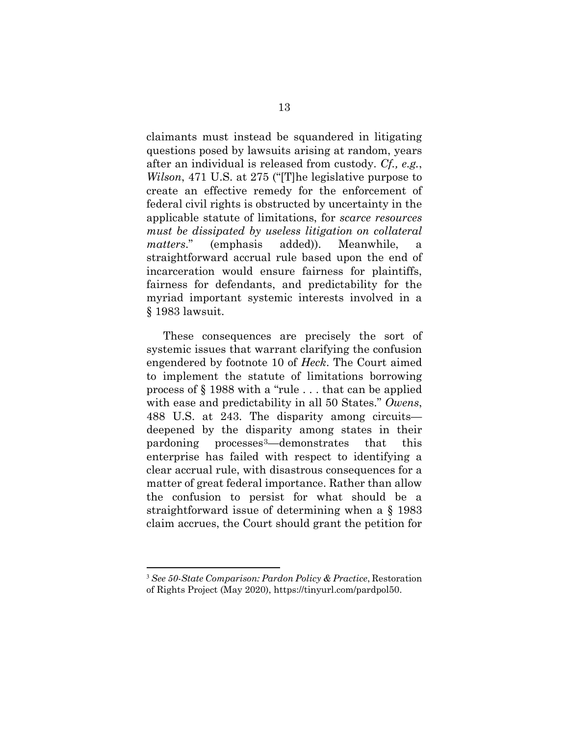claimants must instead be squandered in litigating questions posed by lawsuits arising at random, years after an individual is released from custody. *Cf., e.g.*, *Wilson*, 471 U.S. at 275 ("[T]he legislative purpose to create an effective remedy for the enforcement of federal civil rights is obstructed by uncertainty in the applicable statute of limitations, for *scarce resources must be dissipated by useless litigation on collateral matters*." (emphasis added)). Meanwhile, a straightforward accrual rule based upon the end of incarceration would ensure fairness for plaintiffs, fairness for defendants, and predictability for the myriad important systemic interests involved in a § 1983 lawsuit.

These consequences are precisely the sort of systemic issues that warrant clarifying the confusion engendered by footnote 10 of *Heck*. The Court aimed to implement the statute of limitations borrowing process of § 1988 with a "rule . . . that can be applied with ease and predictability in all 50 States." *Owens*, 488 U.S. at 243. The disparity among circuits—deepened by the disparity among states in their pardoning processes[3]—demonstrates that this enterprise has failed with respect to identifying a clear accrual rule, with disastrous consequences for a matter of great federal importance. Rather than allow the confusion to persist for what should be a straightforward issue of determining when a § 1983 claim accrues, the Court should grant the petition for

---

[3] *See 50-State Comparison: Pardon Policy & Practice*, Restoration of Rights Project (May 2020), https://tinyurl.com/pardpol50.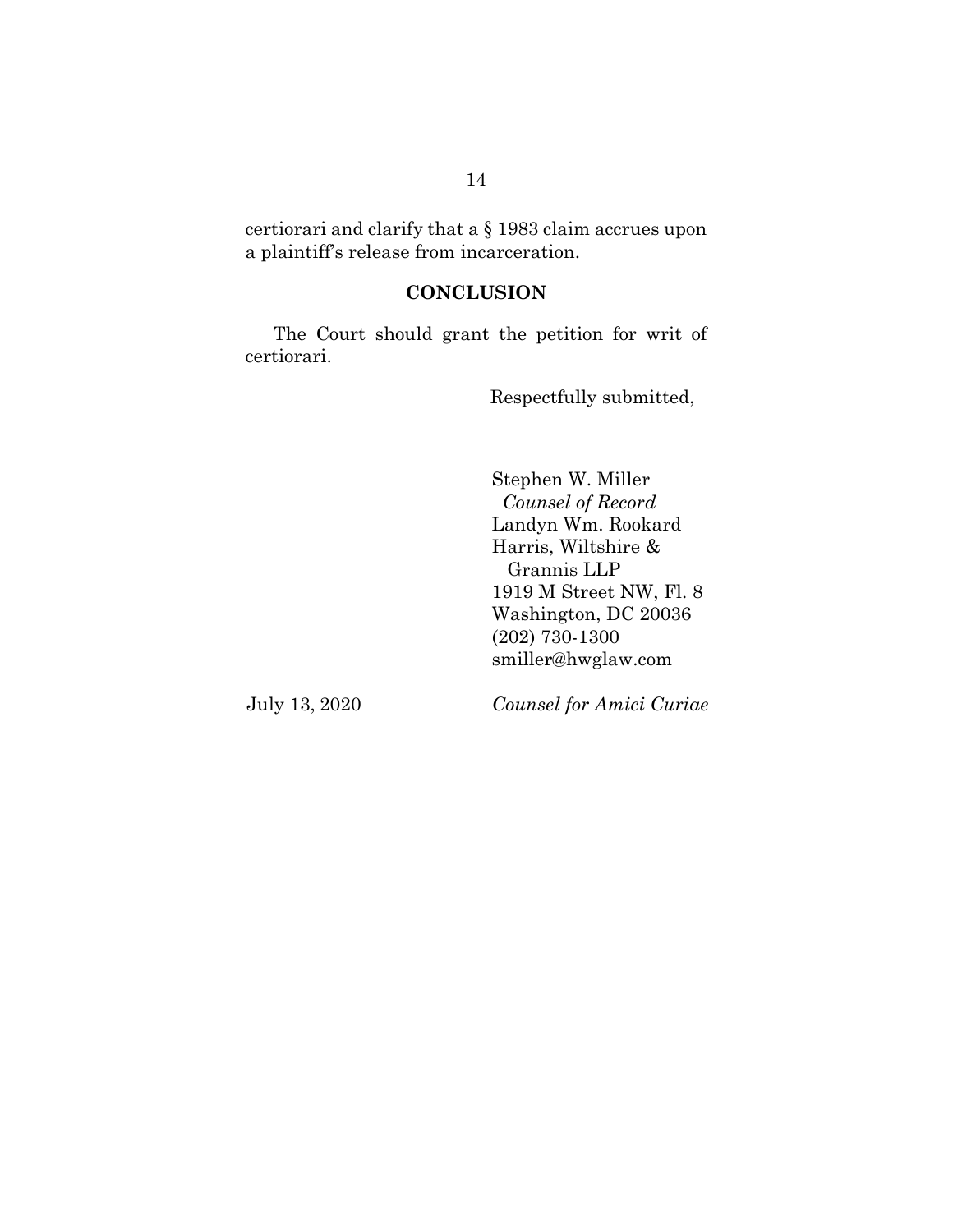certiorari and clarify that a § 1983 claim accrues upon a plaintiff's release from incarceration.

## CONCLUSION

The Court should grant the petition for writ of certiorari.

Respectfully submitted,

Stephen W. Miller
*Counsel of Record*
Landyn Wm. Rookard
Harris, Wiltshire & Grannis LLP
1919 M Street NW, Fl. 8
Washington, DC 20036
(202) 730-1300
smiller@hwglaw.com

July 13, 2020

*Counsel for Amici Curiae*